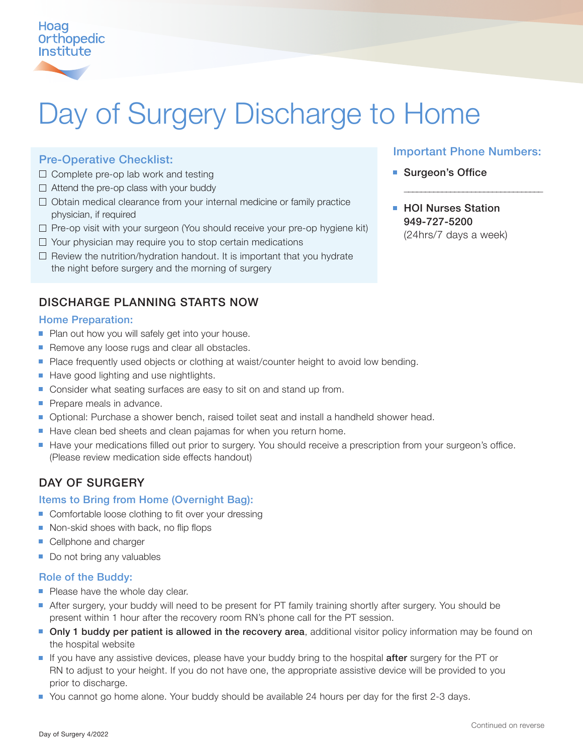Hoag Orthopedic Institute

# Day of Surgery Discharge to Home

### Pre-Operative Checklist:

- ☐ Complete pre-op lab work and testing
- ☐ Attend the pre-op class with your buddy
- ☐ Obtain medical clearance from your internal medicine or family practice physician, if required
- ☐ Pre-op visit with your surgeon (You should receive your pre-op hygiene kit)
- ☐ Your physician may require you to stop certain medications
- ☐ Review the nutrition/hydration handout. It is important that you hydrate the night before surgery and the morning of surgery

### Important Phone Numbers:

- **Surgeon's Office**

  ______________________________

- **HOI Nurses Station**
  **949-727-5200**
  (24hrs/7 days a week)

## DISCHARGE PLANNING STARTS NOW

### Home Preparation:

- Plan out how you will safely get into your house.
- Remove any loose rugs and clear all obstacles.
- Place frequently used objects or clothing at waist/counter height to avoid low bending.
- Have good lighting and use nightlights.
- Consider what seating surfaces are easy to sit on and stand up from.
- Prepare meals in advance.
- Optional: Purchase a shower bench, raised toilet seat and install a handheld shower head.
- Have clean bed sheets and clean pajamas for when you return home.
- Have your medications filled out prior to surgery. You should receive a prescription from your surgeon's office. (Please review medication side effects handout)

## DAY OF SURGERY

### Items to Bring from Home (Overnight Bag):

- Comfortable loose clothing to fit over your dressing
- Non-skid shoes with back, no flip flops
- Cellphone and charger
- Do not bring any valuables

### Role of the Buddy:

- Please have the whole day clear.
- After surgery, your buddy will need to be present for PT family training shortly after surgery. You should be present within 1 hour after the recovery room RN's phone call for the PT session.
- **Only 1 buddy per patient is allowed in the recovery area**, additional visitor policy information may be found on the hospital website
- If you have any assistive devices, please have your buddy bring to the hospital **after** surgery for the PT or RN to adjust to your height. If you do not have one, the appropriate assistive device will be provided to you prior to discharge.
- You cannot go home alone. Your buddy should be available 24 hours per day for the first 2-3 days.

Continued on reverse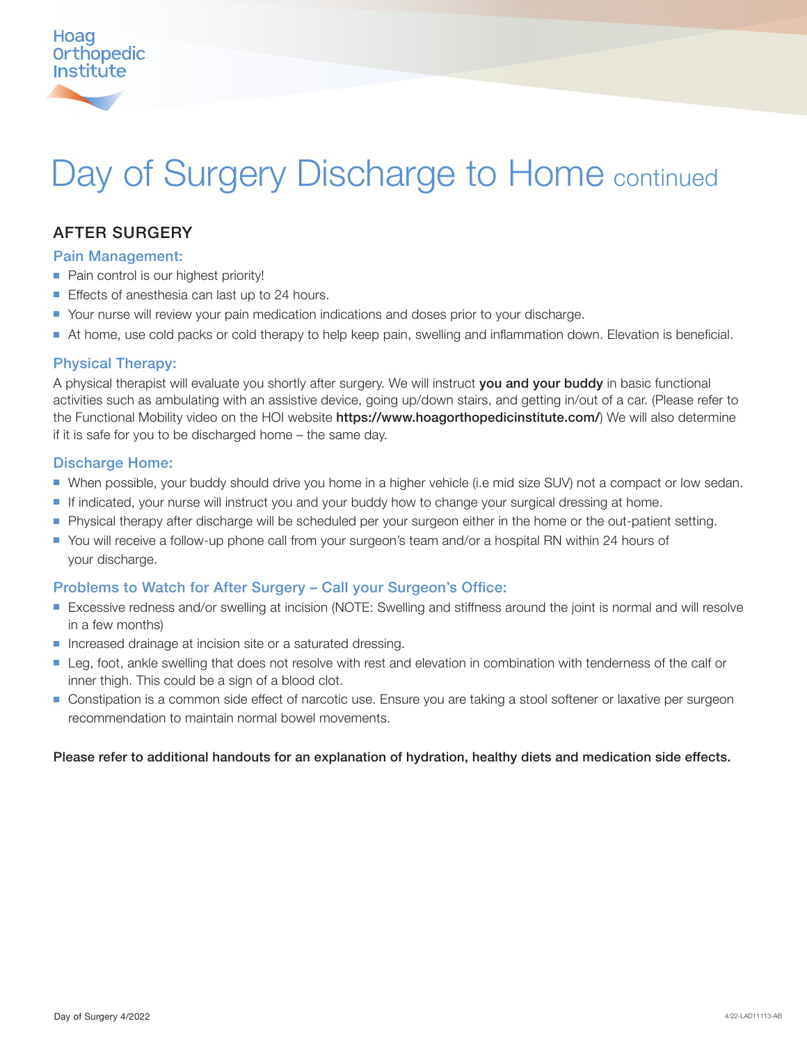Hoag Orthopedic Institute

# Day of Surgery Discharge to Home continued

## AFTER SURGERY

### Pain Management:

- Pain control is our highest priority!
- Effects of anesthesia can last up to 24 hours.
- Your nurse will review your pain medication indications and doses prior to your discharge.
- At home, use cold packs or cold therapy to help keep pain, swelling and inflammation down. Elevation is beneficial.

### Physical Therapy:

A physical therapist will evaluate you shortly after surgery. We will instruct **you and your buddy** in basic functional activities such as ambulating with an assistive device, going up/down stairs, and getting in/out of a car. (Please refer to the Functional Mobility video on the HOI website **https://www.hoagorthopedicinstitute.com/**) We will also determine if it is safe for you to be discharged home – the same day.

### Discharge Home:

- When possible, your buddy should drive you home in a higher vehicle (i.e mid size SUV) not a compact or low sedan.
- If indicated, your nurse will instruct you and your buddy how to change your surgical dressing at home.
- Physical therapy after discharge will be scheduled per your surgeon either in the home or the out-patient setting.
- You will receive a follow-up phone call from your surgeon's team and/or a hospital RN within 24 hours of your discharge.

### Problems to Watch for After Surgery – Call your Surgeon's Office:

- Excessive redness and/or swelling at incision (NOTE: Swelling and stiffness around the joint is normal and will resolve in a few months)
- Increased drainage at incision site or a saturated dressing.
- Leg, foot, ankle swelling that does not resolve with rest and elevation in combination with tenderness of the calf or inner thigh. This could be a sign of a blood clot.
- Constipation is a common side effect of narcotic use. Ensure you are taking a stool softener or laxative per surgeon recommendation to maintain normal bowel movements.

**Please refer to additional handouts for an explanation of hydration, healthy diets and medication side effects.**

Day of Surgery 4/2022

4/22-LAD11113-AB